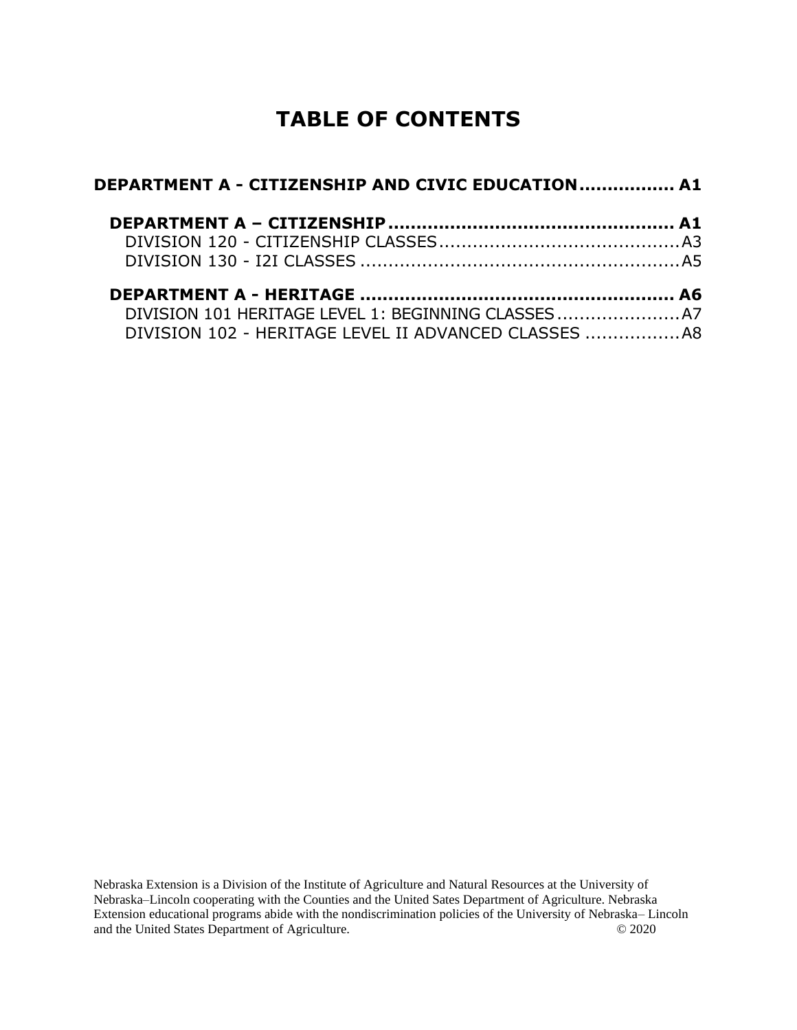# TABLE OF CONTENTS

**DEPARTMENT A - CITIZENSHIP AND CIVIC EDUCATION................ A1**

**DEPARTMENT A – CITIZENSHIP................................................ A1**

DIVISION 120 - CITIZENSHIP CLASSES.........................................A3

DIVISION 130 - I2I CLASSES .......................................................A5

**DEPARTMENT A - HERITAGE ..................................................... A6**

DIVISION 101 HERITAGE LEVEL 1: BEGINNING CLASSES......................A7

DIVISION 102 - HERITAGE LEVEL II ADVANCED CLASSES .................A8

Nebraska Extension is a Division of the Institute of Agriculture and Natural Resources at the University of Nebraska–Lincoln cooperating with the Counties and the United Sates Department of Agriculture. Nebraska Extension educational programs abide with the nondiscrimination policies of the University of Nebraska– Lincoln and the United States Department of Agriculture. © 2020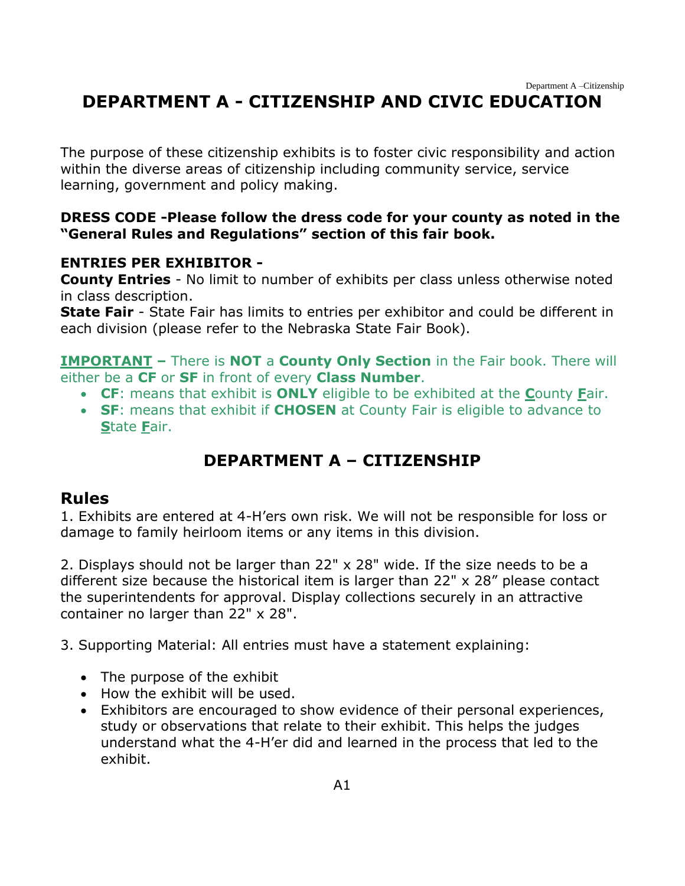# DEPARTMENT A - CITIZENSHIP AND CIVIC EDUCATION

The purpose of these citizenship exhibits is to foster civic responsibility and action within the diverse areas of citizenship including community service, service learning, government and policy making.

**DRESS CODE -Please follow the dress code for your county as noted in the "General Rules and Regulations" section of this fair book.**

**ENTRIES PER EXHIBITOR -**
**County Entries** - No limit to number of exhibits per class unless otherwise noted in class description.
**State Fair** - State Fair has limits to entries per exhibitor and could be different in each division (please refer to the Nebraska State Fair Book).

**IMPORTANT –** There is **NOT** a **County Only Section** in the Fair book. There will either be a **CF** or **SF** in front of every **Class Number**.

- **CF**: means that exhibit is **ONLY** eligible to be exhibited at the **C**ounty **F**air.
- **SF**: means that exhibit if **CHOSEN** at County Fair is eligible to advance to **S**tate **F**air.

## DEPARTMENT A – CITIZENSHIP

### Rules

1. Exhibits are entered at 4-H'ers own risk. We will not be responsible for loss or damage to family heirloom items or any items in this division.

2. Displays should not be larger than 22" x 28" wide. If the size needs to be a different size because the historical item is larger than 22" x 28" please contact the superintendents for approval. Display collections securely in an attractive container no larger than 22" x 28".

3. Supporting Material: All entries must have a statement explaining:

- The purpose of the exhibit
- How the exhibit will be used.
- Exhibitors are encouraged to show evidence of their personal experiences, study or observations that relate to their exhibit. This helps the judges understand what the 4-H'er did and learned in the process that led to the exhibit.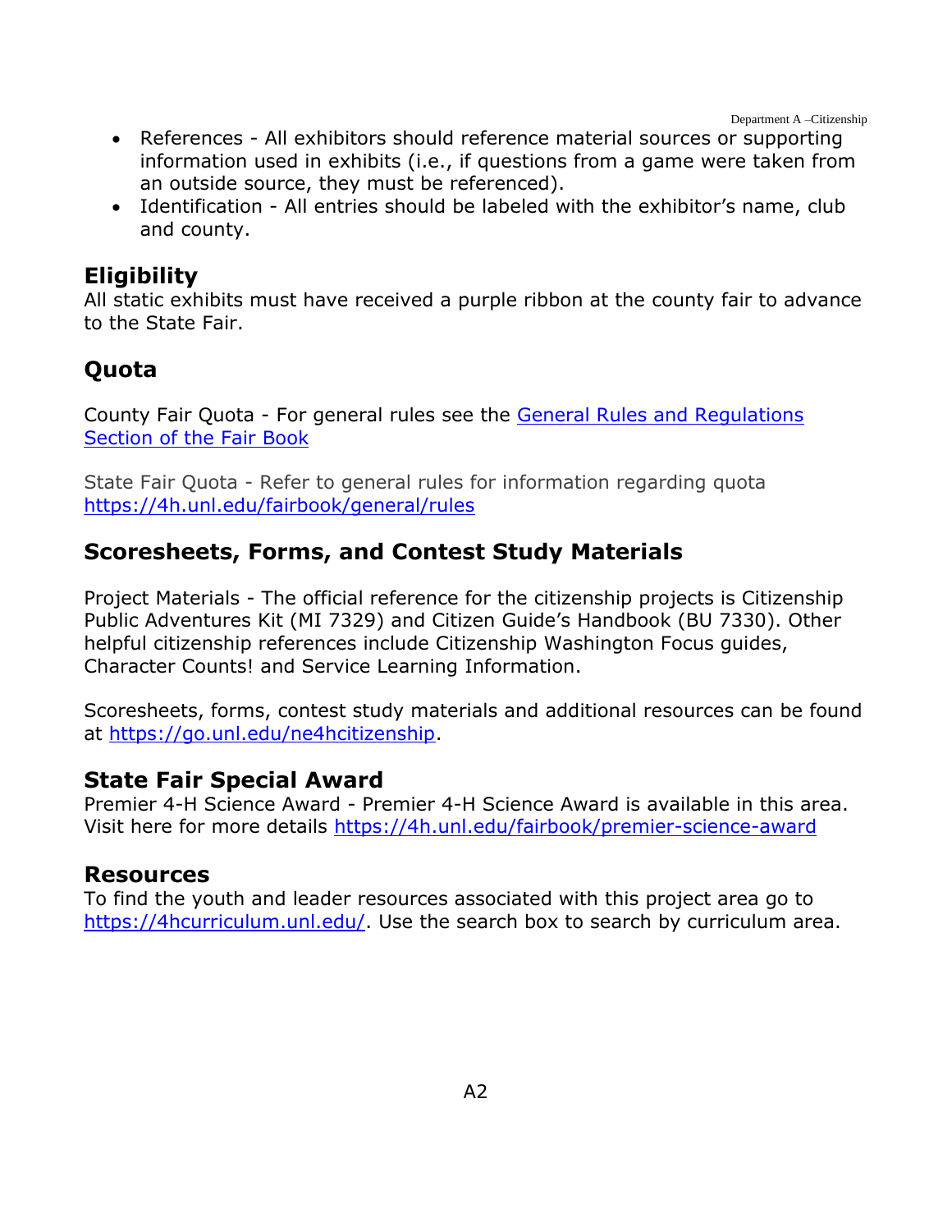- References - All exhibitors should reference material sources or supporting information used in exhibits (i.e., if questions from a game were taken from an outside source, they must be referenced).
- Identification - All entries should be labeled with the exhibitor's name, club and county.

## Eligibility

All static exhibits must have received a purple ribbon at the county fair to advance to the State Fair.

## Quota

County Fair Quota - For general rules see the [General Rules and Regulations Section of the Fair Book]()

State Fair Quota - Refer to general rules for information regarding quota [https://4h.unl.edu/fairbook/general/rules](https://4h.unl.edu/fairbook/general/rules)

## Scoresheets, Forms, and Contest Study Materials

Project Materials - The official reference for the citizenship projects is Citizenship Public Adventures Kit (MI 7329) and Citizen Guide's Handbook (BU 7330). Other helpful citizenship references include Citizenship Washington Focus guides, Character Counts! and Service Learning Information.

Scoresheets, forms, contest study materials and additional resources can be found at [https://go.unl.edu/ne4hcitizenship](https://go.unl.edu/ne4hcitizenship).

## State Fair Special Award

Premier 4-H Science Award - Premier 4-H Science Award is available in this area. Visit here for more details [https://4h.unl.edu/fairbook/premier-science-award](https://4h.unl.edu/fairbook/premier-science-award)

## Resources

To find the youth and leader resources associated with this project area go to [https://4hcurriculum.unl.edu/](https://4hcurriculum.unl.edu/). Use the search box to search by curriculum area.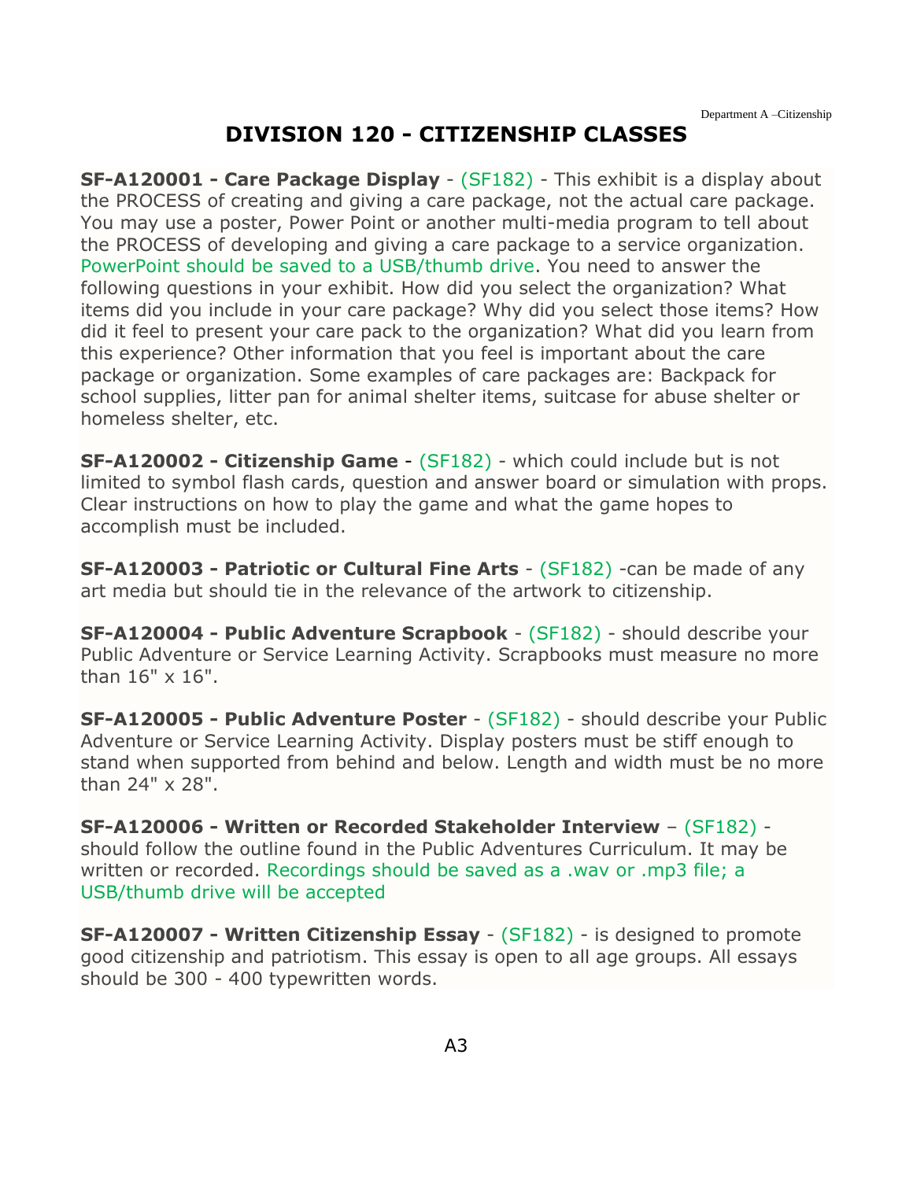# DIVISION 120 - CITIZENSHIP CLASSES

**SF-A120001 - Care Package Display** - (SF182) - This exhibit is a display about the PROCESS of creating and giving a care package, not the actual care package. You may use a poster, Power Point or another multi-media program to tell about the PROCESS of developing and giving a care package to a service organization. PowerPoint should be saved to a USB/thumb drive. You need to answer the following questions in your exhibit. How did you select the organization? What items did you include in your care package? Why did you select those items? How did it feel to present your care pack to the organization? What did you learn from this experience? Other information that you feel is important about the care package or organization. Some examples of care packages are: Backpack for school supplies, litter pan for animal shelter items, suitcase for abuse shelter or homeless shelter, etc.

**SF-A120002 - Citizenship Game** - (SF182) - which could include but is not limited to symbol flash cards, question and answer board or simulation with props. Clear instructions on how to play the game and what the game hopes to accomplish must be included.

**SF-A120003 - Patriotic or Cultural Fine Arts** - (SF182) -can be made of any art media but should tie in the relevance of the artwork to citizenship.

**SF-A120004 - Public Adventure Scrapbook** - (SF182) - should describe your Public Adventure or Service Learning Activity. Scrapbooks must measure no more than 16" x 16".

**SF-A120005 - Public Adventure Poster** - (SF182) - should describe your Public Adventure or Service Learning Activity. Display posters must be stiff enough to stand when supported from behind and below. Length and width must be no more than 24" x 28".

**SF-A120006 - Written or Recorded Stakeholder Interview** – (SF182) - should follow the outline found in the Public Adventures Curriculum. It may be written or recorded. Recordings should be saved as a .wav or .mp3 file; a USB/thumb drive will be accepted

**SF-A120007 - Written Citizenship Essay** - (SF182) - is designed to promote good citizenship and patriotism. This essay is open to all age groups. All essays should be 300 - 400 typewritten words.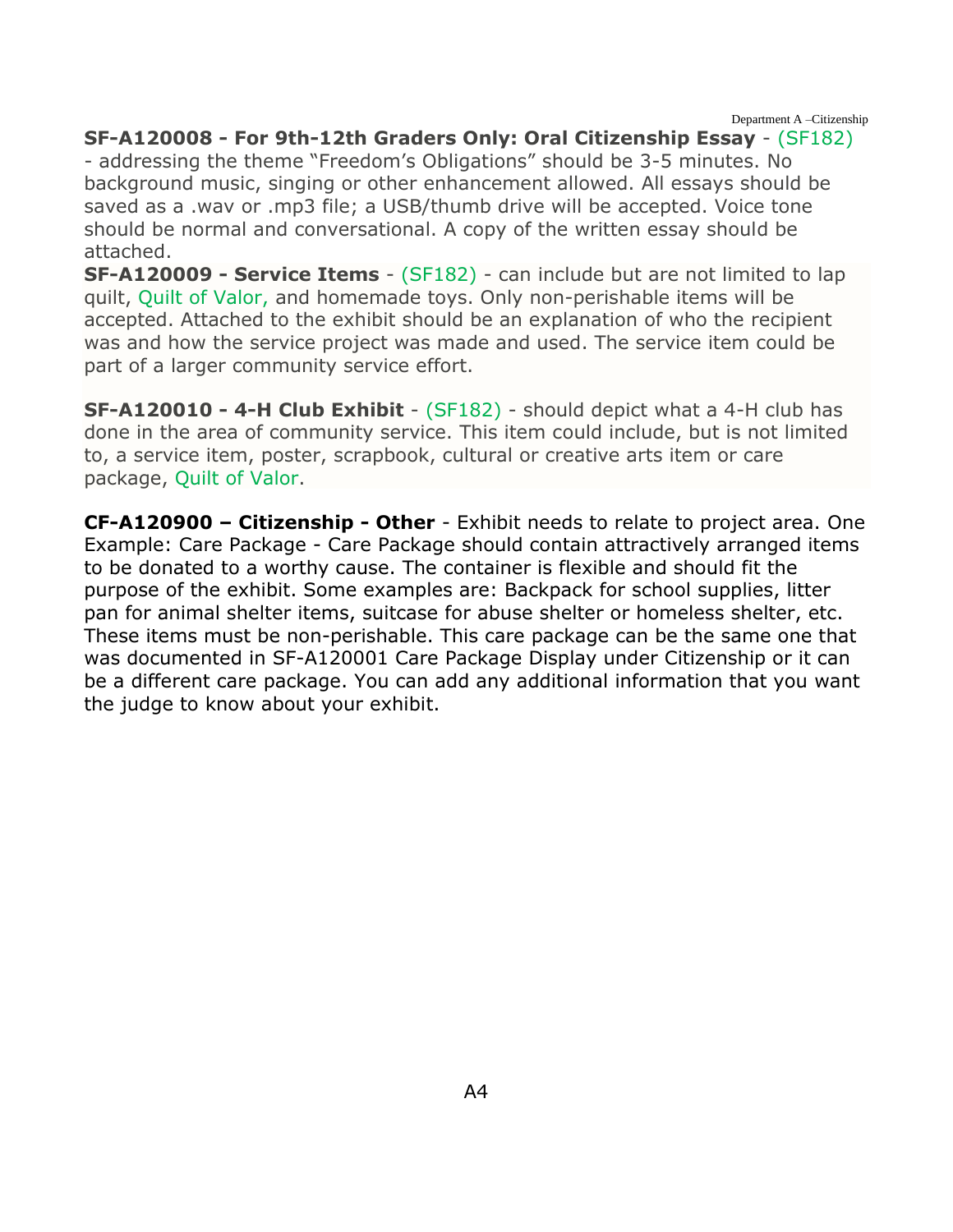**SF-A120008 - For 9th-12th Graders Only: Oral Citizenship Essay** - (SF182) - addressing the theme "Freedom's Obligations" should be 3-5 minutes. No background music, singing or other enhancement allowed. All essays should be saved as a .wav or .mp3 file; a USB/thumb drive will be accepted. Voice tone should be normal and conversational. A copy of the written essay should be attached.

**SF-A120009 - Service Items** - (SF182) - can include but are not limited to lap quilt, Quilt of Valor, and homemade toys. Only non-perishable items will be accepted. Attached to the exhibit should be an explanation of who the recipient was and how the service project was made and used. The service item could be part of a larger community service effort.

**SF-A120010 - 4-H Club Exhibit** - (SF182) - should depict what a 4-H club has done in the area of community service. This item could include, but is not limited to, a service item, poster, scrapbook, cultural or creative arts item or care package, Quilt of Valor.

**CF-A120900 – Citizenship - Other** - Exhibit needs to relate to project area. One Example: Care Package - Care Package should contain attractively arranged items to be donated to a worthy cause. The container is flexible and should fit the purpose of the exhibit. Some examples are: Backpack for school supplies, litter pan for animal shelter items, suitcase for abuse shelter or homeless shelter, etc. These items must be non-perishable. This care package can be the same one that was documented in SF-A120001 Care Package Display under Citizenship or it can be a different care package. You can add any additional information that you want the judge to know about your exhibit.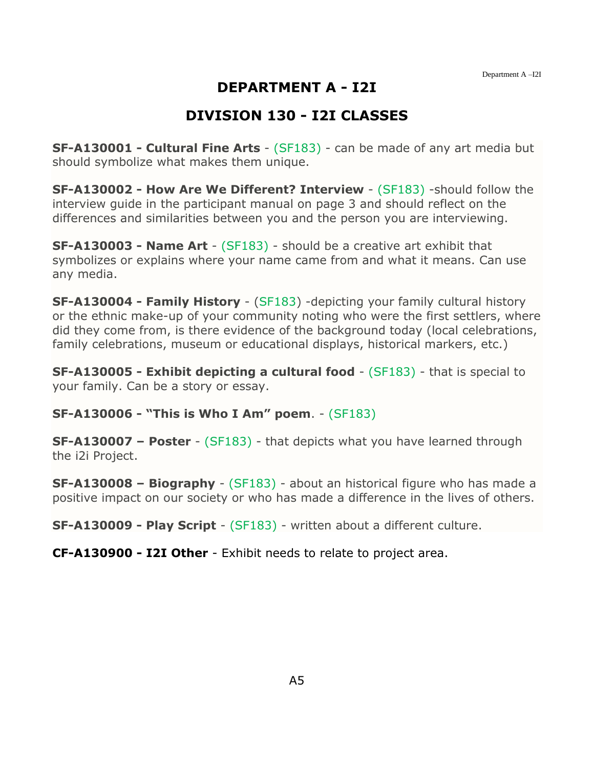# DEPARTMENT A - I2I

## DIVISION 130 - I2I CLASSES

**SF-A130001 - Cultural Fine Arts** - (SF183) - can be made of any art media but should symbolize what makes them unique.

**SF-A130002 - How Are We Different? Interview** - (SF183) -should follow the interview guide in the participant manual on page 3 and should reflect on the differences and similarities between you and the person you are interviewing.

**SF-A130003 - Name Art** - (SF183) - should be a creative art exhibit that symbolizes or explains where your name came from and what it means. Can use any media.

**SF-A130004 - Family History** - (SF183) -depicting your family cultural history or the ethnic make-up of your community noting who were the first settlers, where did they come from, is there evidence of the background today (local celebrations, family celebrations, museum or educational displays, historical markers, etc.)

**SF-A130005 - Exhibit depicting a cultural food** - (SF183) - that is special to your family. Can be a story or essay.

**SF-A130006 - "This is Who I Am" poem**. - (SF183)

**SF-A130007 – Poster** - (SF183) - that depicts what you have learned through the i2i Project.

**SF-A130008 – Biography** - (SF183) - about an historical figure who has made a positive impact on our society or who has made a difference in the lives of others.

**SF-A130009 - Play Script** - (SF183) - written about a different culture.

**CF-A130900 - I2I Other** - Exhibit needs to relate to project area.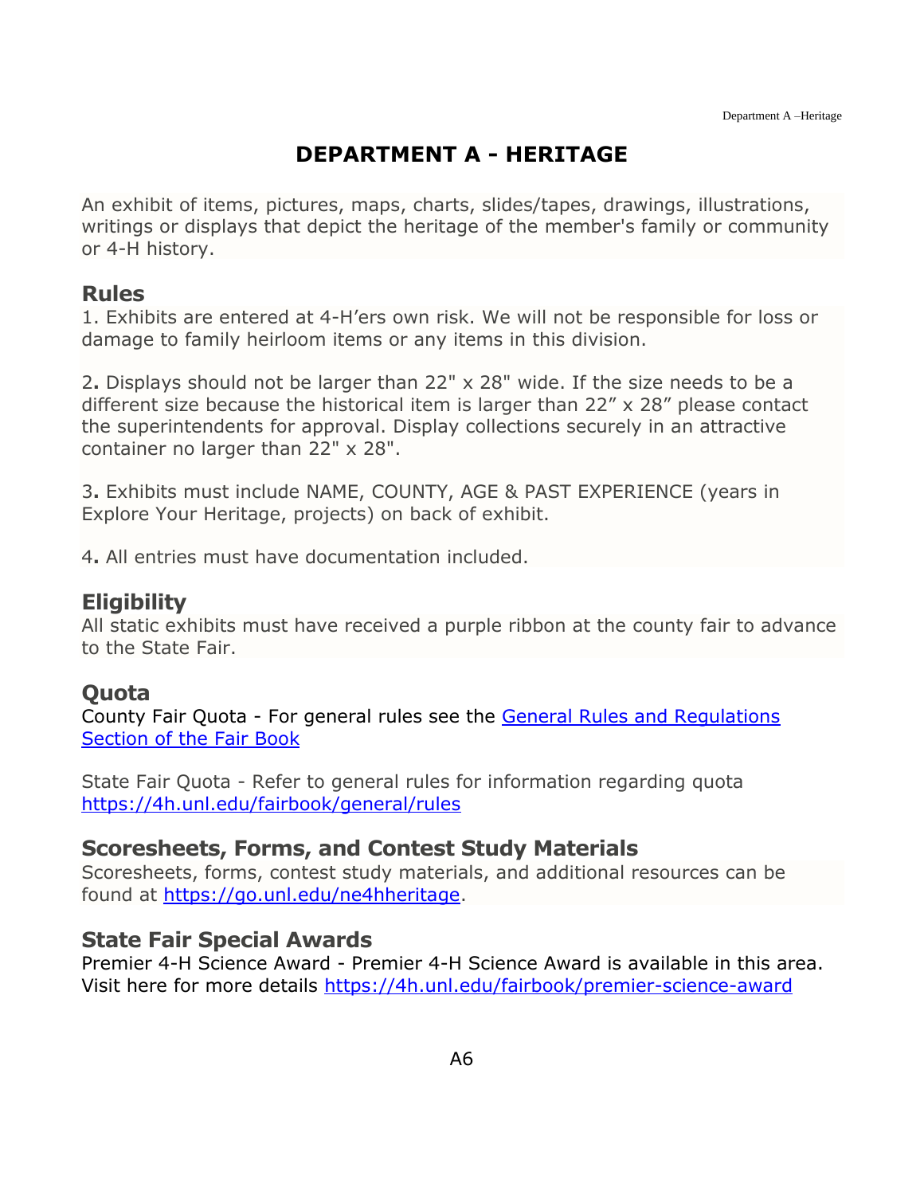# DEPARTMENT A - HERITAGE

An exhibit of items, pictures, maps, charts, slides/tapes, drawings, illustrations, writings or displays that depict the heritage of the member's family or community or 4-H history.

## Rules

1. Exhibits are entered at 4-H'ers own risk. We will not be responsible for loss or damage to family heirloom items or any items in this division.

2. Displays should not be larger than 22" x 28" wide. If the size needs to be a different size because the historical item is larger than 22" x 28" please contact the superintendents for approval. Display collections securely in an attractive container no larger than 22" x 28".

3. Exhibits must include NAME, COUNTY, AGE & PAST EXPERIENCE (years in Explore Your Heritage, projects) on back of exhibit.

4. All entries must have documentation included.

## Eligibility

All static exhibits must have received a purple ribbon at the county fair to advance to the State Fair.

## Quota

County Fair Quota - For general rules see the [General Rules and Regulations Section of the Fair Book]

State Fair Quota - Refer to general rules for information regarding quota https://4h.unl.edu/fairbook/general/rules

## Scoresheets, Forms, and Contest Study Materials

Scoresheets, forms, contest study materials, and additional resources can be found at https://go.unl.edu/ne4hheritage.

## State Fair Special Awards

Premier 4-H Science Award - Premier 4-H Science Award is available in this area. Visit here for more details https://4h.unl.edu/fairbook/premier-science-award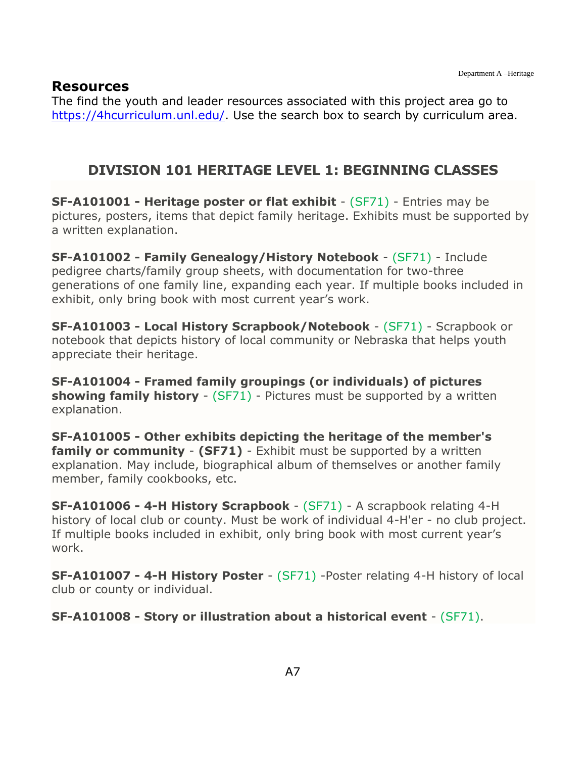## Resources

The find the youth and leader resources associated with this project area go to https://4hcurriculum.unl.edu/. Use the search box to search by curriculum area.

## DIVISION 101 HERITAGE LEVEL 1: BEGINNING CLASSES

**SF-A101001 - Heritage poster or flat exhibit** - (SF71) - Entries may be pictures, posters, items that depict family heritage. Exhibits must be supported by a written explanation.

**SF-A101002 - Family Genealogy/History Notebook** - (SF71) - Include pedigree charts/family group sheets, with documentation for two-three generations of one family line, expanding each year. If multiple books included in exhibit, only bring book with most current year's work.

**SF-A101003 - Local History Scrapbook/Notebook** - (SF71) - Scrapbook or notebook that depicts history of local community or Nebraska that helps youth appreciate their heritage.

**SF-A101004 - Framed family groupings (or individuals) of pictures showing family history** - (SF71) - Pictures must be supported by a written explanation.

**SF-A101005 - Other exhibits depicting the heritage of the member's family or community** - **(SF71)** - Exhibit must be supported by a written explanation. May include, biographical album of themselves or another family member, family cookbooks, etc.

**SF-A101006 - 4-H History Scrapbook** - (SF71) - A scrapbook relating 4-H history of local club or county. Must be work of individual 4-H'er - no club project. If multiple books included in exhibit, only bring book with most current year's work.

**SF-A101007 - 4-H History Poster** - (SF71) -Poster relating 4-H history of local club or county or individual.

**SF-A101008 - Story or illustration about a historical event** - (SF71).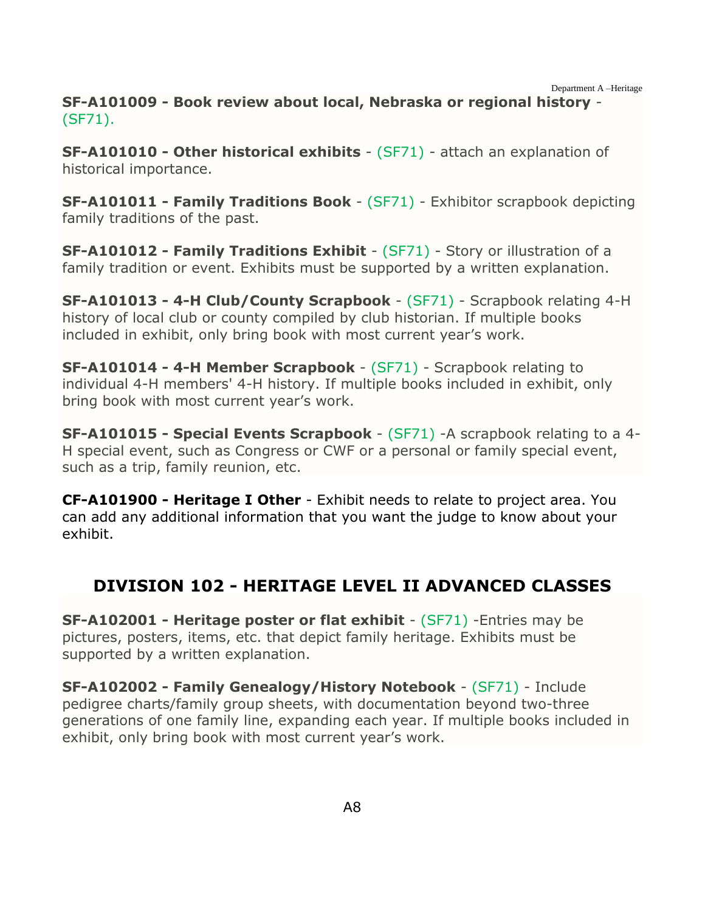**SF-A101009 - Book review about local, Nebraska or regional history** - (SF71).

**SF-A101010 - Other historical exhibits** - (SF71) - attach an explanation of historical importance.

**SF-A101011 - Family Traditions Book** - (SF71) - Exhibitor scrapbook depicting family traditions of the past.

**SF-A101012 - Family Traditions Exhibit** - (SF71) - Story or illustration of a family tradition or event. Exhibits must be supported by a written explanation.

**SF-A101013 - 4-H Club/County Scrapbook** - (SF71) - Scrapbook relating 4-H history of local club or county compiled by club historian. If multiple books included in exhibit, only bring book with most current year's work.

**SF-A101014 - 4-H Member Scrapbook** - (SF71) - Scrapbook relating to individual 4-H members' 4-H history. If multiple books included in exhibit, only bring book with most current year's work.

**SF-A101015 - Special Events Scrapbook** - (SF71) -A scrapbook relating to a 4-H special event, such as Congress or CWF or a personal or family special event, such as a trip, family reunion, etc.

**CF-A101900 - Heritage I Other** - Exhibit needs to relate to project area. You can add any additional information that you want the judge to know about your exhibit.

## DIVISION 102 - HERITAGE LEVEL II ADVANCED CLASSES

**SF-A102001 - Heritage poster or flat exhibit** - (SF71) -Entries may be pictures, posters, items, etc. that depict family heritage. Exhibits must be supported by a written explanation.

**SF-A102002 - Family Genealogy/History Notebook** - (SF71) - Include pedigree charts/family group sheets, with documentation beyond two-three generations of one family line, expanding each year. If multiple books included in exhibit, only bring book with most current year's work.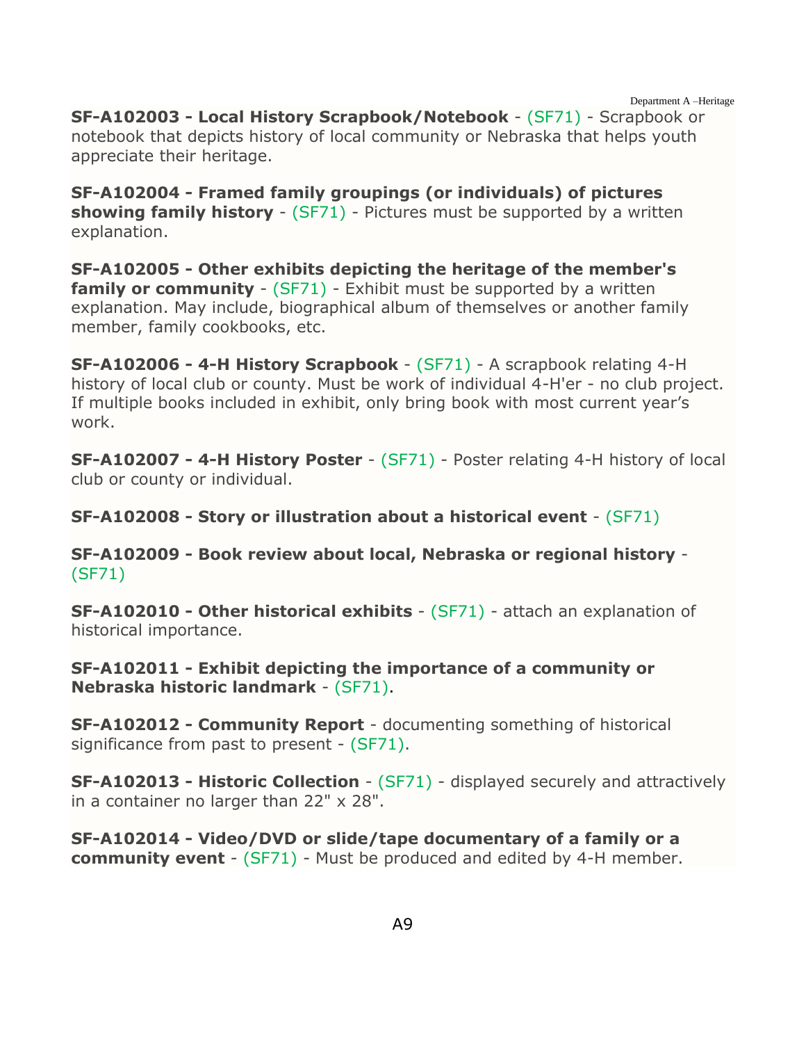**SF-A102003 - Local History Scrapbook/Notebook** - (SF71) - Scrapbook or notebook that depicts history of local community or Nebraska that helps youth appreciate their heritage.

**SF-A102004 - Framed family groupings (or individuals) of pictures showing family history** - (SF71) - Pictures must be supported by a written explanation.

**SF-A102005 - Other exhibits depicting the heritage of the member's family or community** - (SF71) - Exhibit must be supported by a written explanation. May include, biographical album of themselves or another family member, family cookbooks, etc.

**SF-A102006 - 4-H History Scrapbook** - (SF71) - A scrapbook relating 4-H history of local club or county. Must be work of individual 4-H'er - no club project. If multiple books included in exhibit, only bring book with most current year's work.

**SF-A102007 - 4-H History Poster** - (SF71) - Poster relating 4-H history of local club or county or individual.

**SF-A102008 - Story or illustration about a historical event** - (SF71)

**SF-A102009 - Book review about local, Nebraska or regional history** - (SF71)

**SF-A102010 - Other historical exhibits** - (SF71) - attach an explanation of historical importance.

**SF-A102011 - Exhibit depicting the importance of a community or Nebraska historic landmark** - (SF71).

**SF-A102012 - Community Report** - documenting something of historical significance from past to present - (SF71).

**SF-A102013 - Historic Collection** - (SF71) - displayed securely and attractively in a container no larger than 22" x 28".

**SF-A102014 - Video/DVD or slide/tape documentary of a family or a community event** - (SF71) - Must be produced and edited by 4-H member.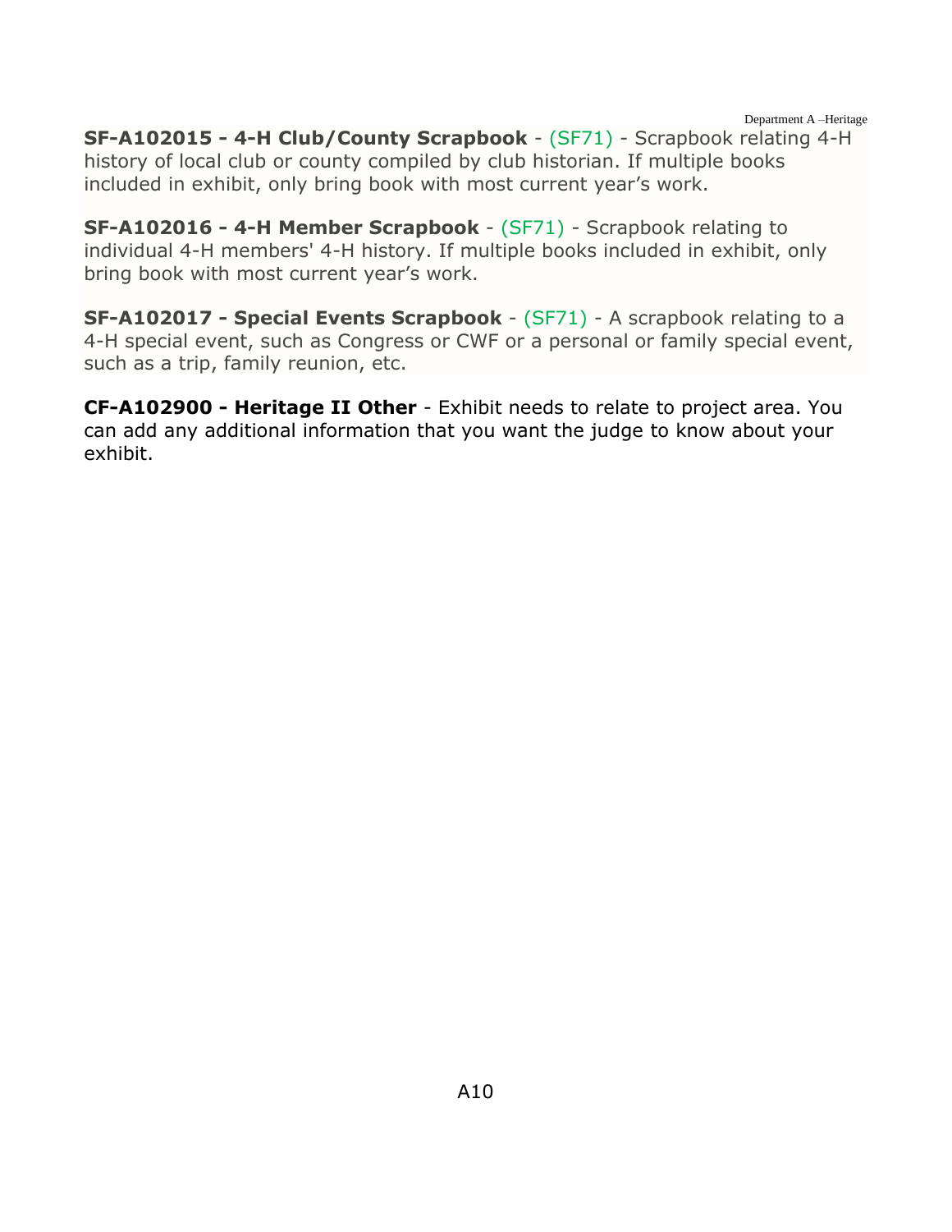**SF-A102015 - 4-H Club/County Scrapbook** - (SF71) - Scrapbook relating 4-H history of local club or county compiled by club historian. If multiple books included in exhibit, only bring book with most current year's work.

**SF-A102016 - 4-H Member Scrapbook** - (SF71) - Scrapbook relating to individual 4-H members' 4-H history. If multiple books included in exhibit, only bring book with most current year's work.

**SF-A102017 - Special Events Scrapbook** - (SF71) - A scrapbook relating to a 4-H special event, such as Congress or CWF or a personal or family special event, such as a trip, family reunion, etc.

**CF-A102900 - Heritage II Other** - Exhibit needs to relate to project area. You can add any additional information that you want the judge to know about your exhibit.